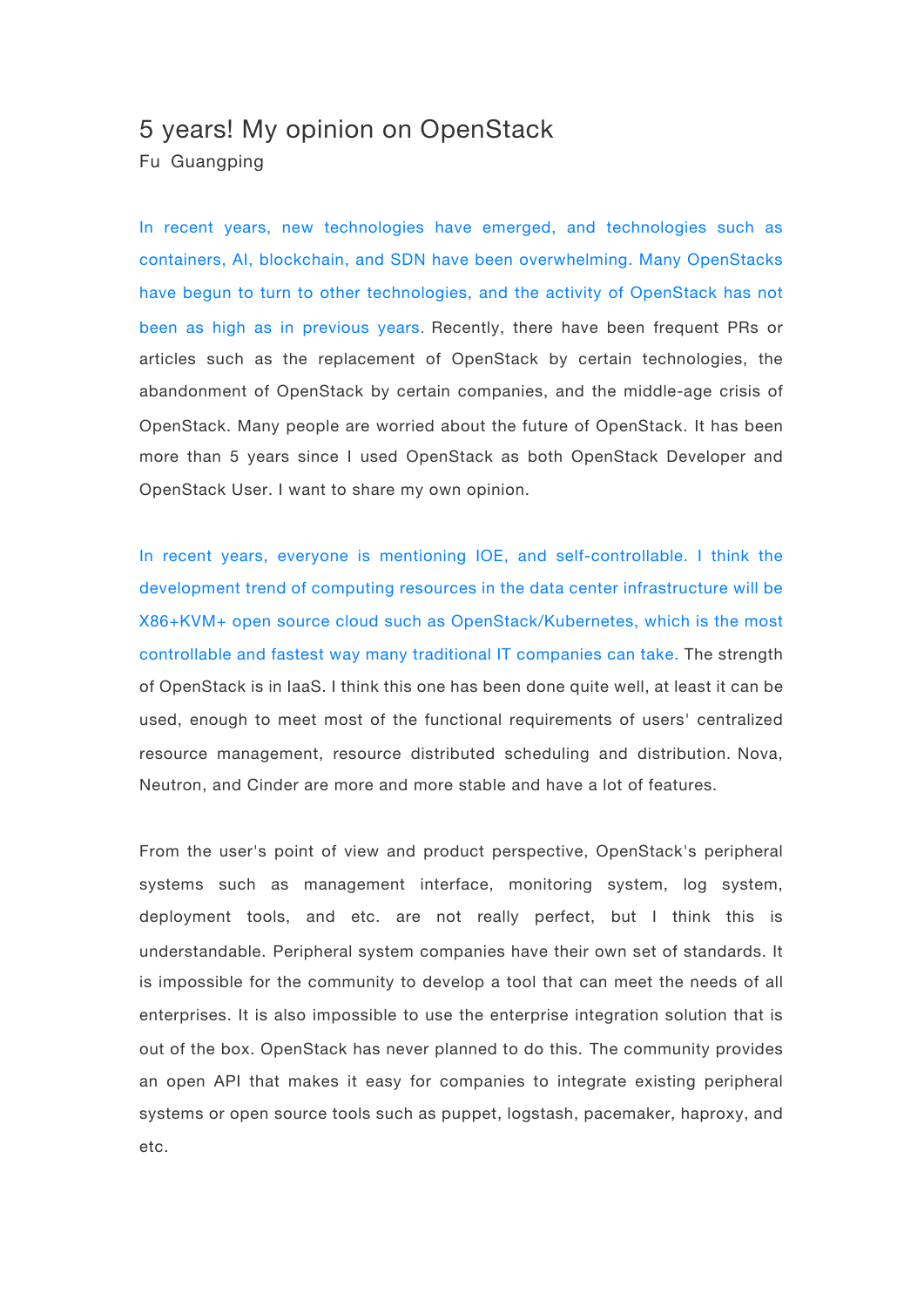# 5 years! My opinion on OpenStack

Fu Guangping

In recent years, new technologies have emerged, and technologies such as containers, AI, blockchain, and SDN have been overwhelming. Many OpenStacks have begun to turn to other technologies, and the activity of OpenStack has not been as high as in previous years. Recently, there have been frequent PRs or articles such as the replacement of OpenStack by certain technologies, the abandonment of OpenStack by certain companies, and the middle-age crisis of OpenStack. Many people are worried about the future of OpenStack. It has been more than 5 years since I used OpenStack as both OpenStack Developer and OpenStack User. I want to share my own opinion.

In recent years, everyone is mentioning IOE, and self-controllable. I think the development trend of computing resources in the data center infrastructure will be X86+KVM+ open source cloud such as OpenStack/Kubernetes, which is the most controllable and fastest way many traditional IT companies can take. The strength of OpenStack is in IaaS. I think this one has been done quite well, at least it can be used, enough to meet most of the functional requirements of users' centralized resource management, resource distributed scheduling and distribution. Nova, Neutron, and Cinder are more and more stable and have a lot of features.

From the user's point of view and product perspective, OpenStack's peripheral systems such as management interface, monitoring system, log system, deployment tools, and etc. are not really perfect, but I think this is understandable. Peripheral system companies have their own set of standards. It is impossible for the community to develop a tool that can meet the needs of all enterprises. It is also impossible to use the enterprise integration solution that is out of the box. OpenStack has never planned to do this. The community provides an open API that makes it easy for companies to integrate existing peripheral systems or open source tools such as puppet, logstash, pacemaker, haproxy, and etc.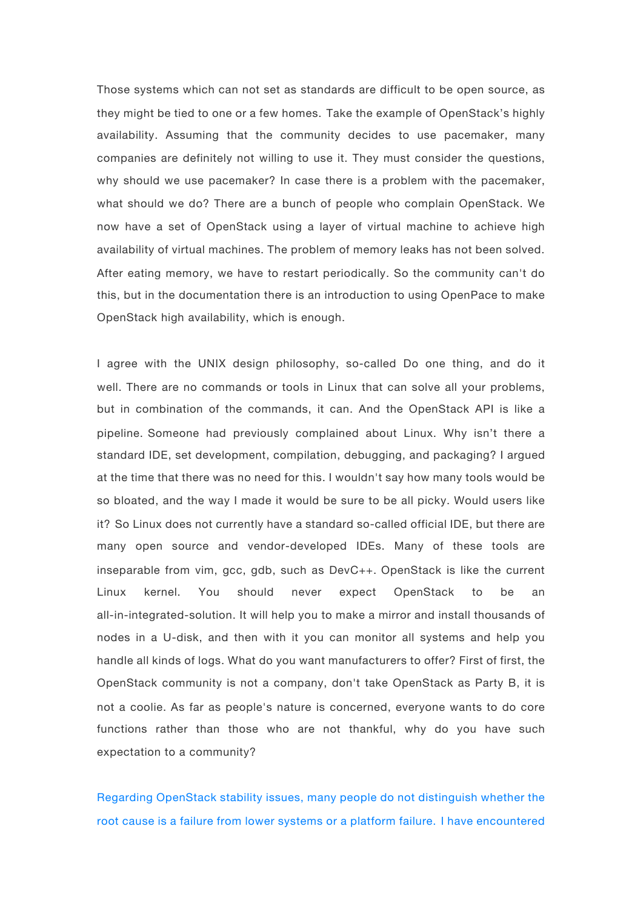Those systems which can not set as standards are difficult to be open source, as they might be tied to one or a few homes. Take the example of OpenStack's highly availability. Assuming that the community decides to use pacemaker, many companies are definitely not willing to use it. They must consider the questions, why should we use pacemaker? In case there is a problem with the pacemaker, what should we do? There are a bunch of people who complain OpenStack. We now have a set of OpenStack using a layer of virtual machine to achieve high availability of virtual machines. The problem of memory leaks has not been solved. After eating memory, we have to restart periodically. So the community can't do this, but in the documentation there is an introduction to using OpenPace to make OpenStack high availability, which is enough.

I agree with the UNIX design philosophy, so-called Do one thing, and do it well. There are no commands or tools in Linux that can solve all your problems, but in combination of the commands, it can. And the OpenStack API is like a pipeline. Someone had previously complained about Linux. Why isn't there a standard IDE, set development, compilation, debugging, and packaging? I argued at the time that there was no need for this. I wouldn't say how many tools would be so bloated, and the way I made it would be sure to be all picky. Would users like it? So Linux does not currently have a standard so-called official IDE, but there are many open source and vendor-developed IDEs. Many of these tools are inseparable from vim, gcc, gdb, such as DevC++. OpenStack is like the current Linux kernel. You should never expect OpenStack to be an all-in-integrated-solution. It will help you to make a mirror and install thousands of nodes in a U-disk, and then with it you can monitor all systems and help you handle all kinds of logs. What do you want manufacturers to offer? First of first, the OpenStack community is not a company, don't take OpenStack as Party B, it is not a coolie. As far as people's nature is concerned, everyone wants to do core functions rather than those who are not thankful, why do you have such expectation to a community?

Regarding OpenStack stability issues, many people do not distinguish whether the root cause is a failure from lower systems or a platform failure. I have encountered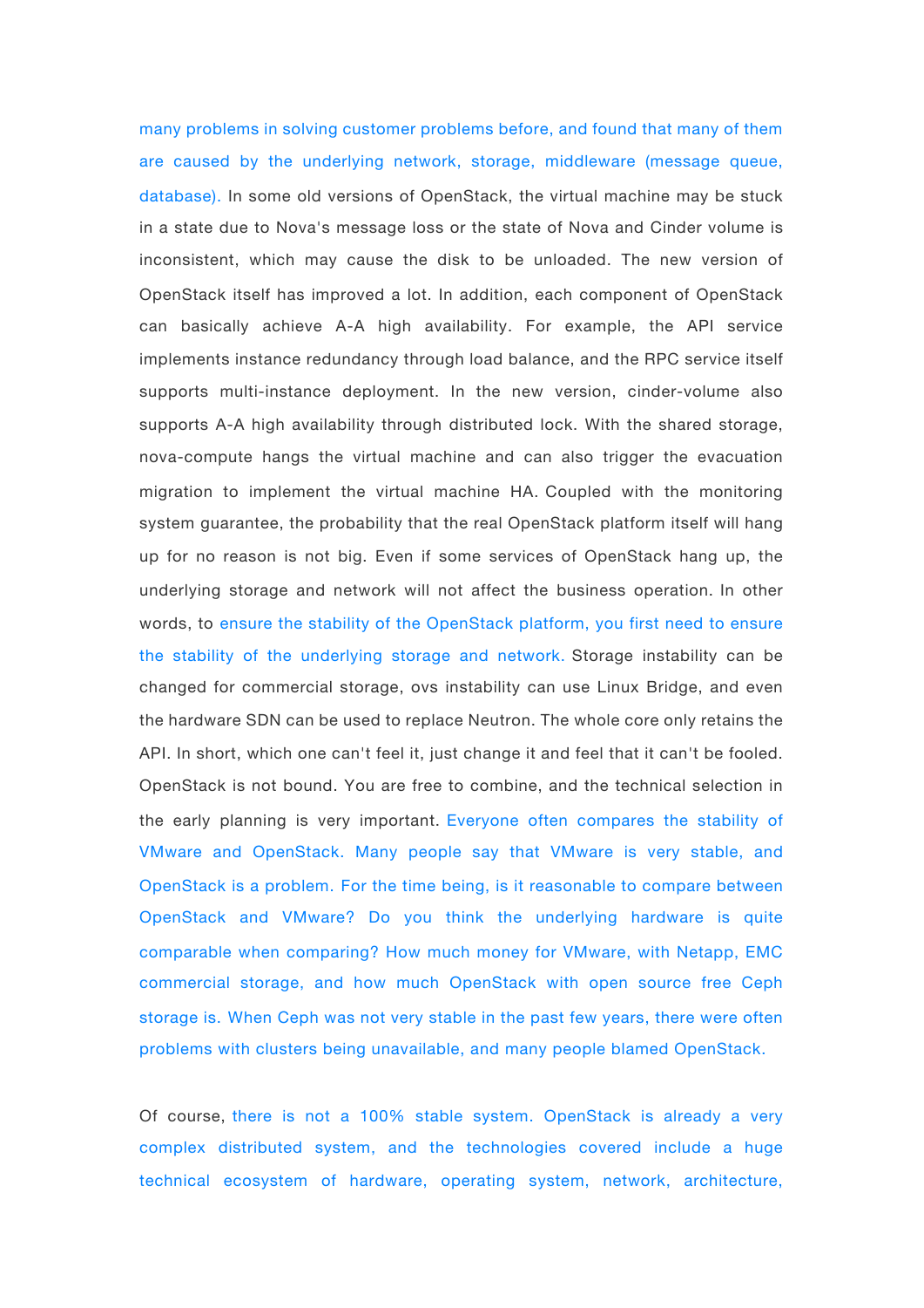many problems in solving customer problems before, and found that many of them are caused by the underlying network, storage, middleware (message queue, database). In some old versions of OpenStack, the virtual machine may be stuck in a state due to Nova's message loss or the state of Nova and Cinder volume is inconsistent, which may cause the disk to be unloaded. The new version of OpenStack itself has improved a lot. In addition, each component of OpenStack can basically achieve A-A high availability. For example, the API service implements instance redundancy through load balance, and the RPC service itself supports multi-instance deployment. In the new version, cinder-volume also supports A-A high availability through distributed lock. With the shared storage, nova-compute hangs the virtual machine and can also trigger the evacuation migration to implement the virtual machine HA. Coupled with the monitoring system guarantee, the probability that the real OpenStack platform itself will hang up for no reason is not big. Even if some services of OpenStack hang up, the underlying storage and network will not affect the business operation. In other words, to ensure the stability of the OpenStack platform, you first need to ensure the stability of the underlying storage and network. Storage instability can be changed for commercial storage, ovs instability can use Linux Bridge, and even the hardware SDN can be used to replace Neutron. The whole core only retains the API. In short, which one can't feel it, just change it and feel that it can't be fooled. OpenStack is not bound. You are free to combine, and the technical selection in the early planning is very important. Everyone often compares the stability of VMware and OpenStack. Many people say that VMware is very stable, and OpenStack is a problem. For the time being, is it reasonable to compare between OpenStack and VMware? Do you think the underlying hardware is quite comparable when comparing? How much money for VMware, with Netapp, EMC commercial storage, and how much OpenStack with open source free Ceph storage is. When Ceph was not very stable in the past few years, there were often problems with clusters being unavailable, and many people blamed OpenStack.

Of course, there is not a 100% stable system. OpenStack is already a very complex distributed system, and the technologies covered include a huge technical ecosystem of hardware, operating system, network, architecture,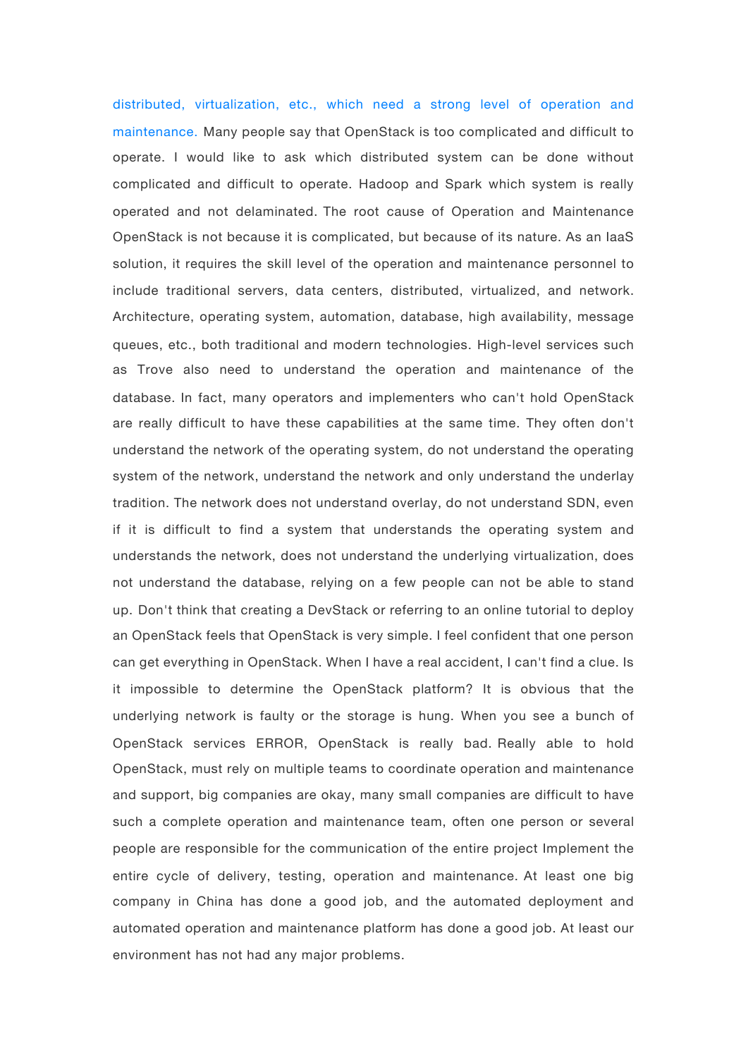distributed, virtualization, etc., which need a strong level of operation and maintenance. Many people say that OpenStack is too complicated and difficult to operate. I would like to ask which distributed system can be done without complicated and difficult to operate. Hadoop and Spark which system is really operated and not delaminated. The root cause of Operation and Maintenance OpenStack is not because it is complicated, but because of its nature. As an IaaS solution, it requires the skill level of the operation and maintenance personnel to include traditional servers, data centers, distributed, virtualized, and network. Architecture, operating system, automation, database, high availability, message queues, etc., both traditional and modern technologies. High-level services such as Trove also need to understand the operation and maintenance of the database. In fact, many operators and implementers who can't hold OpenStack are really difficult to have these capabilities at the same time. They often don't understand the network of the operating system, do not understand the operating system of the network, understand the network and only understand the underlay tradition. The network does not understand overlay, do not understand SDN, even if it is difficult to find a system that understands the operating system and understands the network, does not understand the underlying virtualization, does not understand the database, relying on a few people can not be able to stand up. Don't think that creating a DevStack or referring to an online tutorial to deploy an OpenStack feels that OpenStack is very simple. I feel confident that one person can get everything in OpenStack. When I have a real accident, I can't find a clue. Is it impossible to determine the OpenStack platform? It is obvious that the underlying network is faulty or the storage is hung. When you see a bunch of OpenStack services ERROR, OpenStack is really bad. Really able to hold OpenStack, must rely on multiple teams to coordinate operation and maintenance and support, big companies are okay, many small companies are difficult to have such a complete operation and maintenance team, often one person or several people are responsible for the communication of the entire project Implement the entire cycle of delivery, testing, operation and maintenance. At least one big company in China has done a good job, and the automated deployment and automated operation and maintenance platform has done a good job. At least our environment has not had any major problems.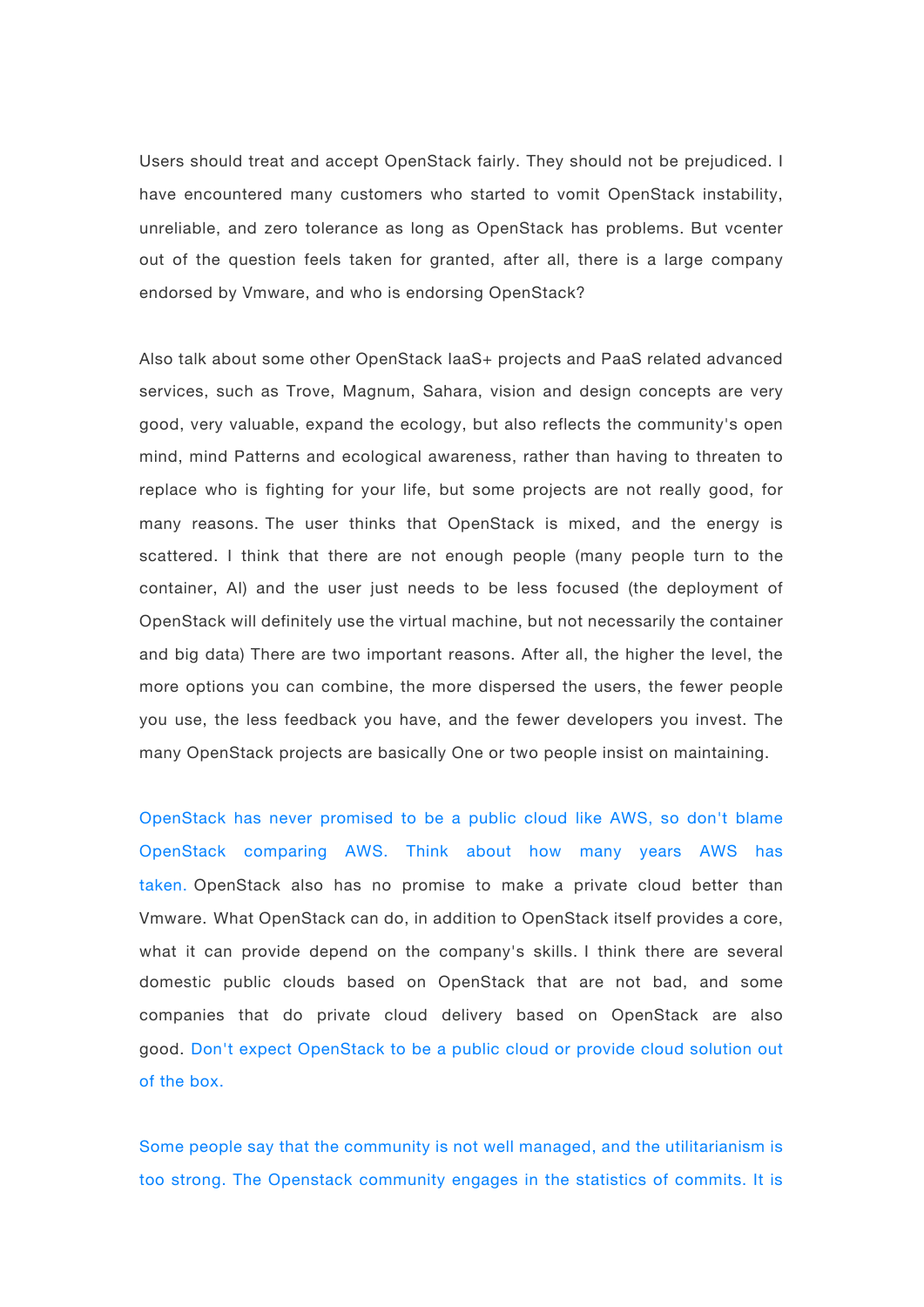Users should treat and accept OpenStack fairly. They should not be prejudiced. I have encountered many customers who started to vomit OpenStack instability, unreliable, and zero tolerance as long as OpenStack has problems. But vcenter out of the question feels taken for granted, after all, there is a large company endorsed by Vmware, and who is endorsing OpenStack?

Also talk about some other OpenStack IaaS+ projects and PaaS related advanced services, such as Trove, Magnum, Sahara, vision and design concepts are very good, very valuable, expand the ecology, but also reflects the community's open mind, mind Patterns and ecological awareness, rather than having to threaten to replace who is fighting for your life, but some projects are not really good, for many reasons. The user thinks that OpenStack is mixed, and the energy is scattered. I think that there are not enough people (many people turn to the container, AI) and the user just needs to be less focused (the deployment of OpenStack will definitely use the virtual machine, but not necessarily the container and big data) There are two important reasons. After all, the higher the level, the more options you can combine, the more dispersed the users, the fewer people you use, the less feedback you have, and the fewer developers you invest. The many OpenStack projects are basically One or two people insist on maintaining.

OpenStack has never promised to be a public cloud like AWS, so don't blame OpenStack comparing AWS. Think about how many years AWS has taken. OpenStack also has no promise to make a private cloud better than Vmware. What OpenStack can do, in addition to OpenStack itself provides a core, what it can provide depend on the company's skills. I think there are several domestic public clouds based on OpenStack that are not bad, and some companies that do private cloud delivery based on OpenStack are also good. Don't expect OpenStack to be a public cloud or provide cloud solution out of the box.

Some people say that the community is not well managed, and the utilitarianism is too strong. The Openstack community engages in the statistics of commits. It is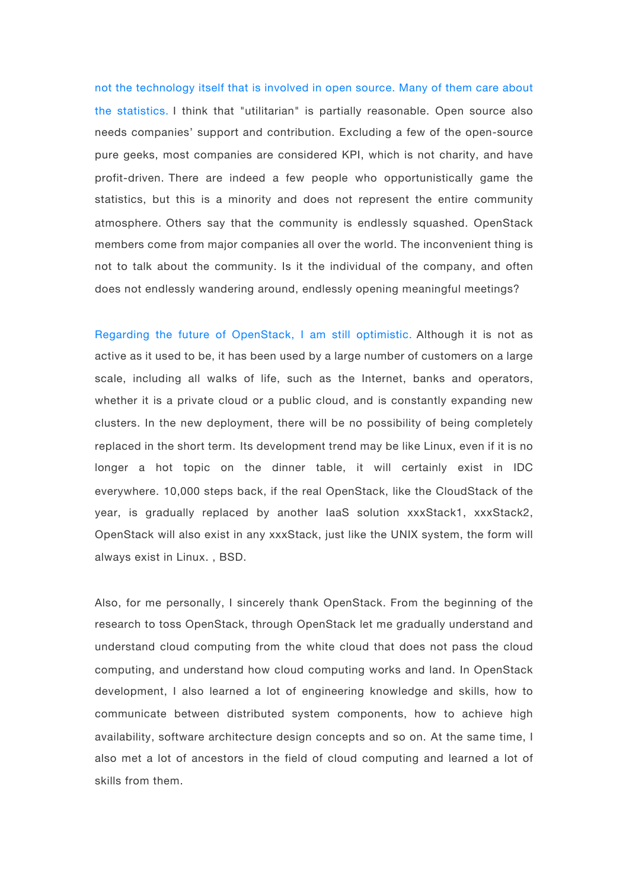not the technology itself that is involved in open source. Many of them care about the statistics. I think that "utilitarian" is partially reasonable. Open source also needs companies' support and contribution. Excluding a few of the open-source pure geeks, most companies are considered KPI, which is not charity, and have profit-driven. There are indeed a few people who opportunistically game the statistics, but this is a minority and does not represent the entire community atmosphere. Others say that the community is endlessly squashed. OpenStack members come from major companies all over the world. The inconvenient thing is not to talk about the community. Is it the individual of the company, and often does not endlessly wandering around, endlessly opening meaningful meetings?

Regarding the future of OpenStack, I am still optimistic. Although it is not as active as it used to be, it has been used by a large number of customers on a large scale, including all walks of life, such as the Internet, banks and operators, whether it is a private cloud or a public cloud, and is constantly expanding new clusters. In the new deployment, there will be no possibility of being completely replaced in the short term. Its development trend may be like Linux, even if it is no longer a hot topic on the dinner table, it will certainly exist in IDC everywhere. 10,000 steps back, if the real OpenStack, like the CloudStack of the year, is gradually replaced by another IaaS solution xxxStack1, xxxStack2, OpenStack will also exist in any xxxStack, just like the UNIX system, the form will always exist in Linux. , BSD.

Also, for me personally, I sincerely thank OpenStack. From the beginning of the research to toss OpenStack, through OpenStack let me gradually understand and understand cloud computing from the white cloud that does not pass the cloud computing, and understand how cloud computing works and land. In OpenStack development, I also learned a lot of engineering knowledge and skills, how to communicate between distributed system components, how to achieve high availability, software architecture design concepts and so on. At the same time, I also met a lot of ancestors in the field of cloud computing and learned a lot of skills from them.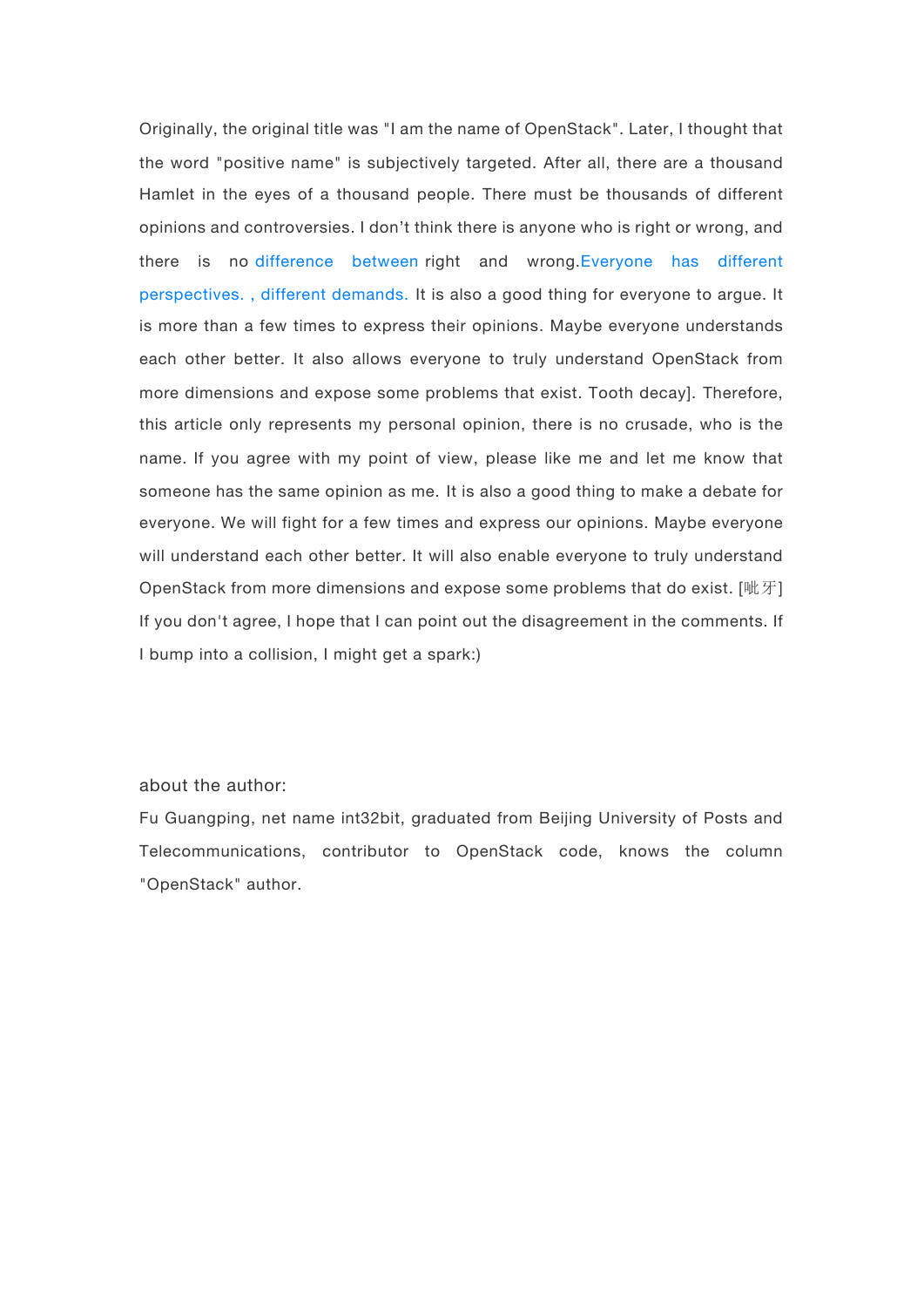Originally, the original title was "I am the name of OpenStack". Later, I thought that the word "positive name" is subjectively targeted. After all, there are a thousand Hamlet in the eyes of a thousand people. There must be thousands of different opinions and controversies. I don't think there is anyone who is right or wrong, and there is no difference between right and wrong.Everyone has different perspectives. , different demands. It is also a good thing for everyone to argue. It is more than a few times to express their opinions. Maybe everyone understands each other better. It also allows everyone to truly understand OpenStack from more dimensions and expose some problems that exist. Tooth decay]. Therefore, this article only represents my personal opinion, there is no crusade, who is the name. If you agree with my point of view, please like me and let me know that someone has the same opinion as me. It is also a good thing to make a debate for everyone. We will fight for a few times and express our opinions. Maybe everyone will understand each other better. It will also enable everyone to truly understand OpenStack from more dimensions and expose some problems that do exist. [呲牙] If you don't agree, I hope that I can point out the disagreement in the comments. If I bump into a collision, I might get a spark:)

about the author:

Fu Guangping, net name int32bit, graduated from Beijing University of Posts and Telecommunications, contributor to OpenStack code, knows the column "OpenStack" author.